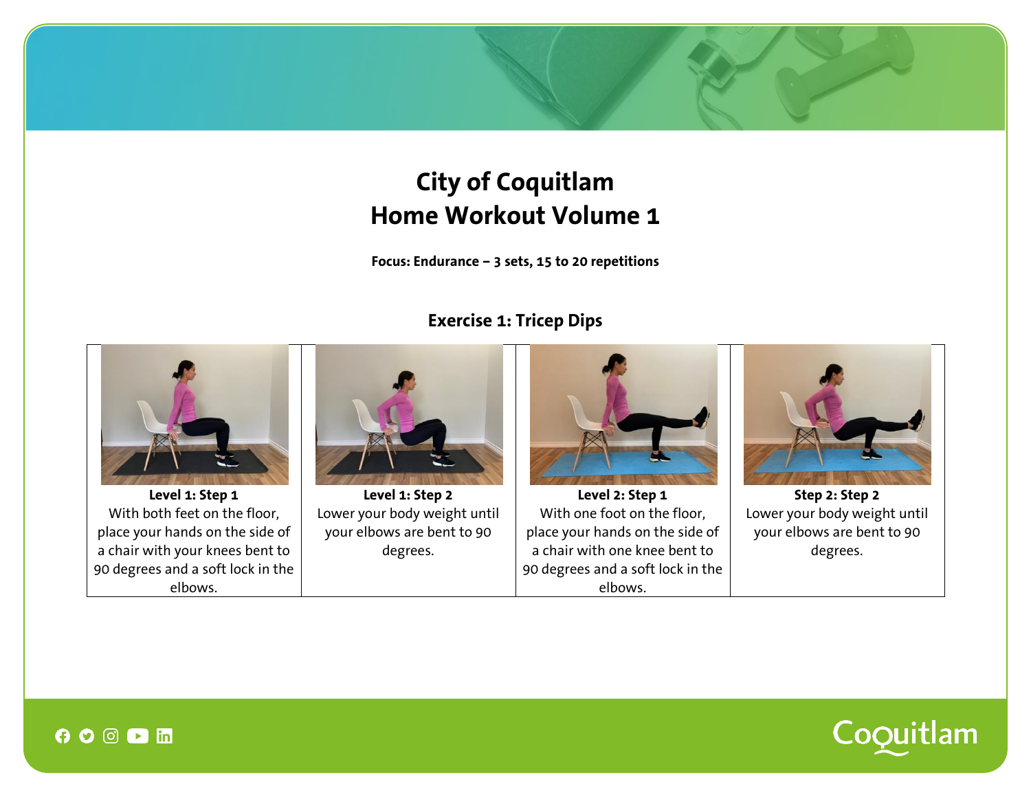# City of Coquitlam
# Home Workout Volume 1

**Focus: Endurance – 3 sets, 15 to 20 repetitions**

## Exercise 1: Tricep Dips

| **Level 1: Step 1** | **Level 1: Step 2** | **Level 2: Step 1** | **Step 2: Step 2** |
|---|---|---|---|
| With both feet on the floor, place your hands on the side of a chair with your knees bent to 90 degrees and a soft lock in the elbows. | Lower your body weight until your elbows are bent to 90 degrees. | With one foot on the floor, place your hands on the side of a chair with one knee bent to 90 degrees and a soft lock in the elbows. | Lower your body weight until your elbows are bent to 90 degrees. |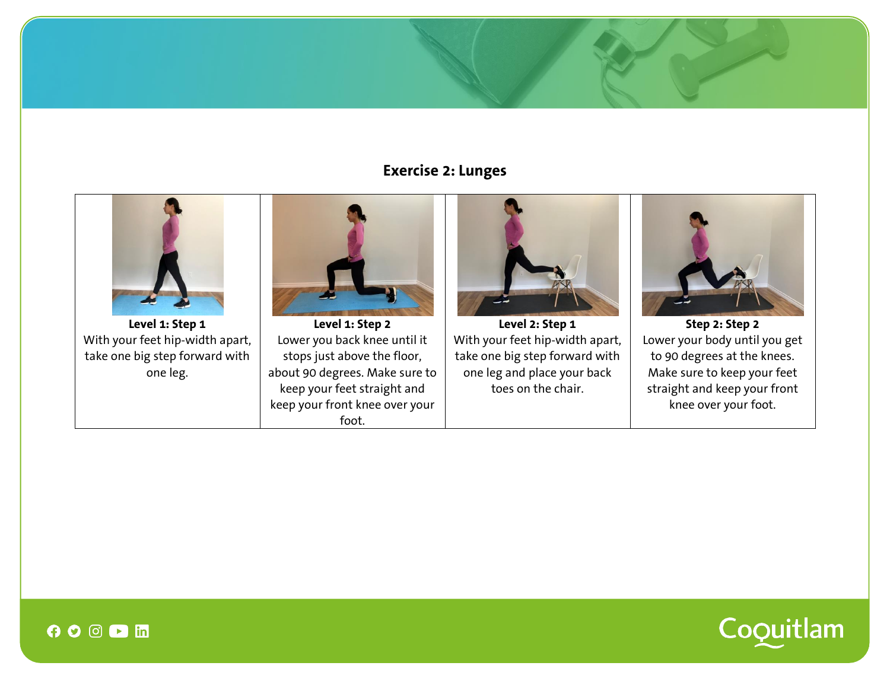## Exercise 2: Lunges

| **Level 1: Step 1** | **Level 1: Step 2** | **Level 2: Step 1** | **Step 2: Step 2** |
|---|---|---|---|
| With your feet hip-width apart, take one big step forward with one leg. | Lower you back knee until it stops just above the floor, about 90 degrees. Make sure to keep your feet straight and keep your front knee over your foot. | With your feet hip-width apart, take one big step forward with one leg and place your back toes on the chair. | Lower your body until you get to 90 degrees at the knees. Make sure to keep your feet straight and keep your front knee over your foot. |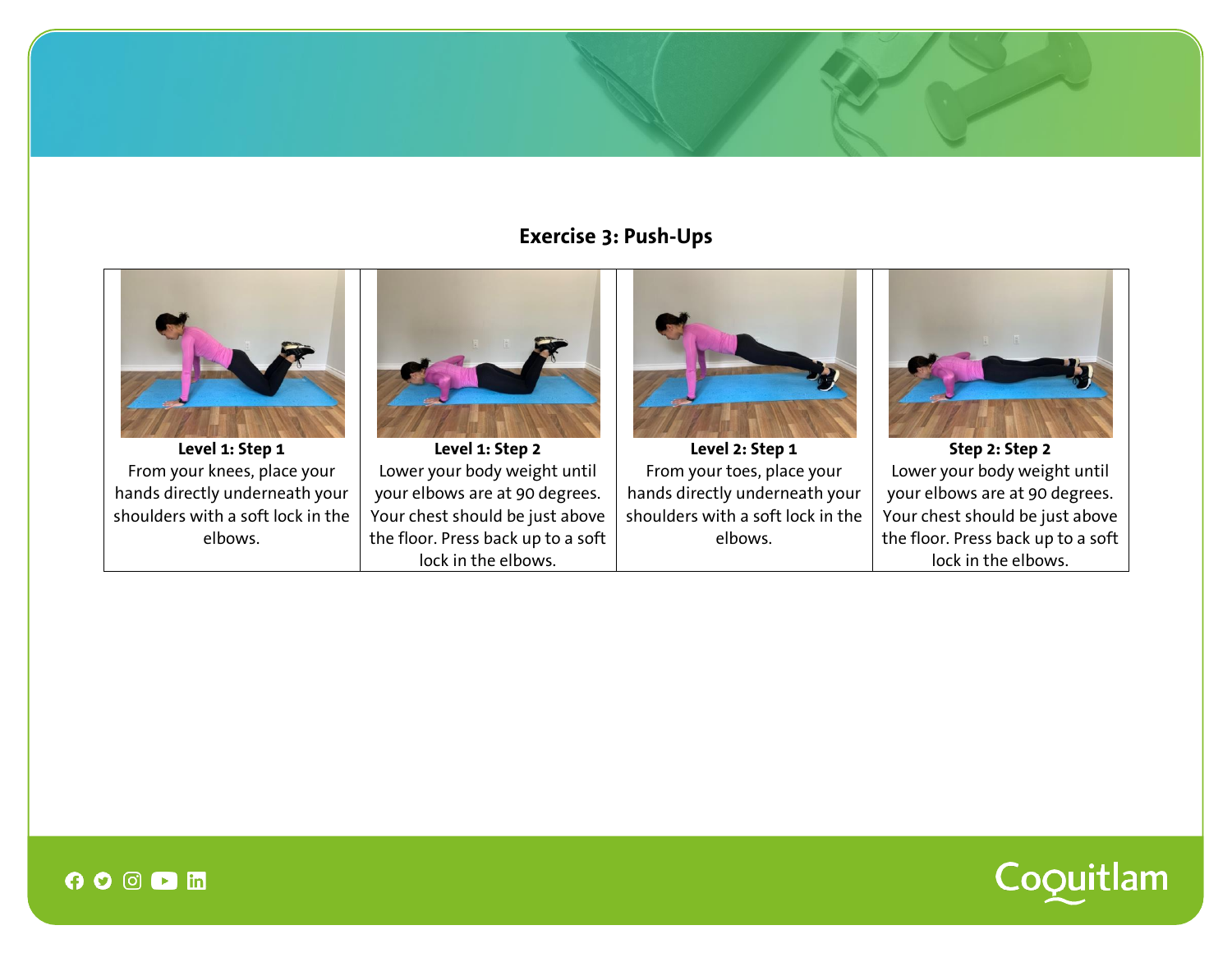## Exercise 3: Push-Ups

| **Level 1: Step 1** | **Level 1: Step 2** | **Level 2: Step 1** | **Step 2: Step 2** |
|---|---|---|---|
| From your knees, place your hands directly underneath your shoulders with a soft lock in the elbows. | Lower your body weight until your elbows are at 90 degrees. Your chest should be just above the floor. Press back up to a soft lock in the elbows. | From your toes, place your hands directly underneath your shoulders with a soft lock in the elbows. | Lower your body weight until your elbows are at 90 degrees. Your chest should be just above the floor. Press back up to a soft lock in the elbows. |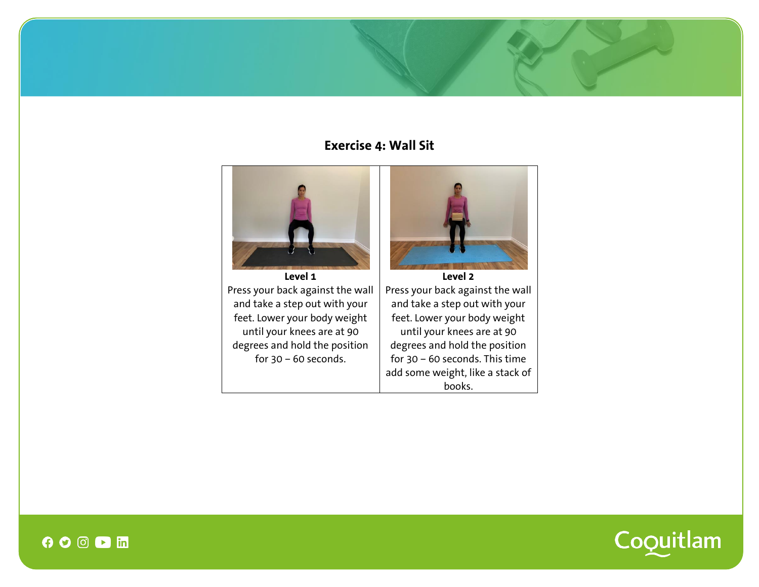## Exercise 4: Wall Sit

| Level 1 | Level 2 |
| --- | --- |
| Press your back against the wall and take a step out with your feet. Lower your body weight until your knees are at 90 degrees and hold the position for 30 – 60 seconds. | Press your back against the wall and take a step out with your feet. Lower your body weight until your knees are at 90 degrees and hold the position for 30 – 60 seconds. This time add some weight, like a stack of books. |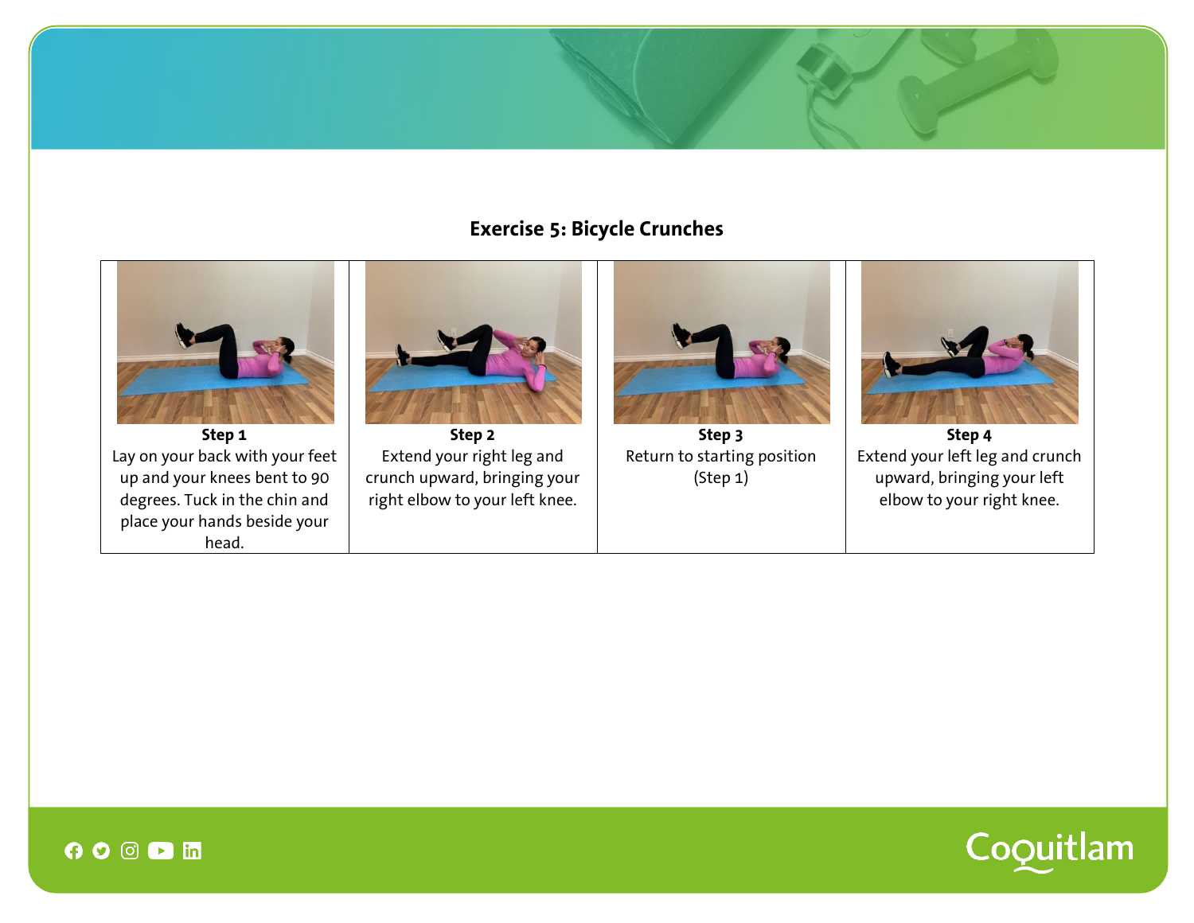## Exercise 5: Bicycle Crunches

| Step 1 | Step 2 | Step 3 | Step 4 |
|---|---|---|---|
| Lay on your back with your feet up and your knees bent to 90 degrees. Tuck in the chin and place your hands beside your head. | Extend your right leg and crunch upward, bringing your right elbow to your left knee. | Return to starting position (Step 1) | Extend your left leg and crunch upward, bringing your left elbow to your right knee. |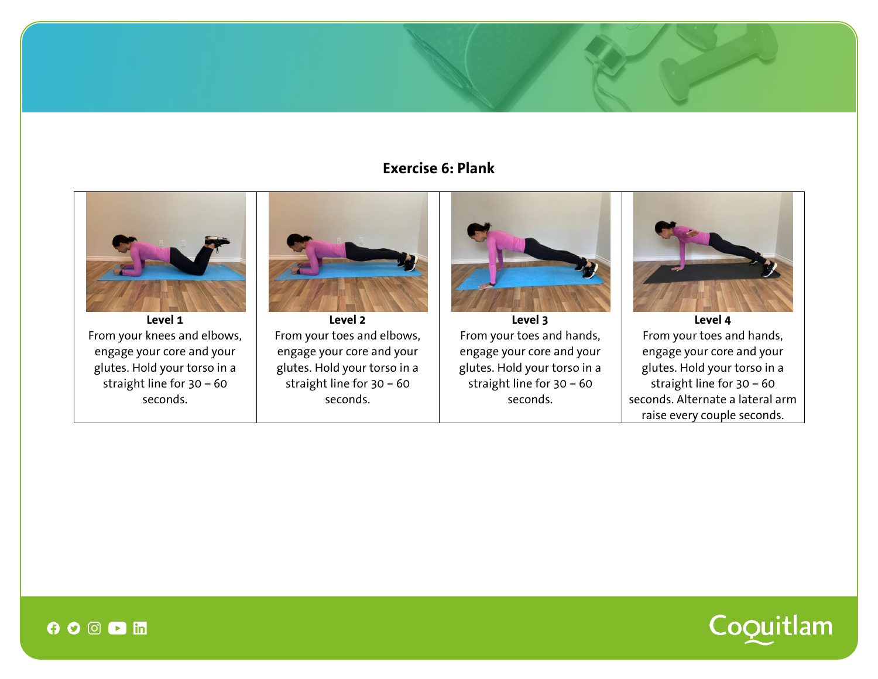## Exercise 6: Plank

| | | | |
|---|---|---|---|
| **Level 1**<br>From your knees and elbows, engage your core and your glutes. Hold your torso in a straight line for 30 – 60 seconds. | **Level 2**<br>From your toes and elbows, engage your core and your glutes. Hold your torso in a straight line for 30 – 60 seconds. | **Level 3**<br>From your toes and hands, engage your core and your glutes. Hold your torso in a straight line for 30 – 60 seconds. | **Level 4**<br>From your toes and hands, engage your core and your glutes. Hold your torso in a straight line for 30 – 60 seconds. Alternate a lateral arm raise every couple seconds. |